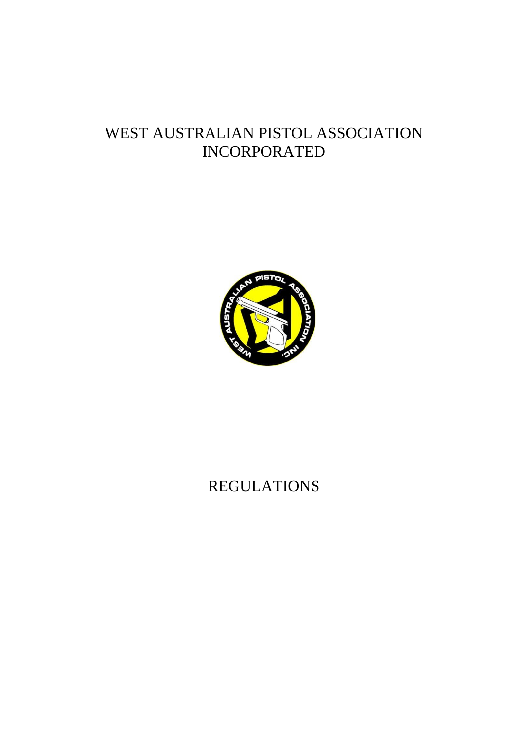# WEST AUSTRALIAN PISTOL ASSOCIATION INCORPORATED

# REGULATIONS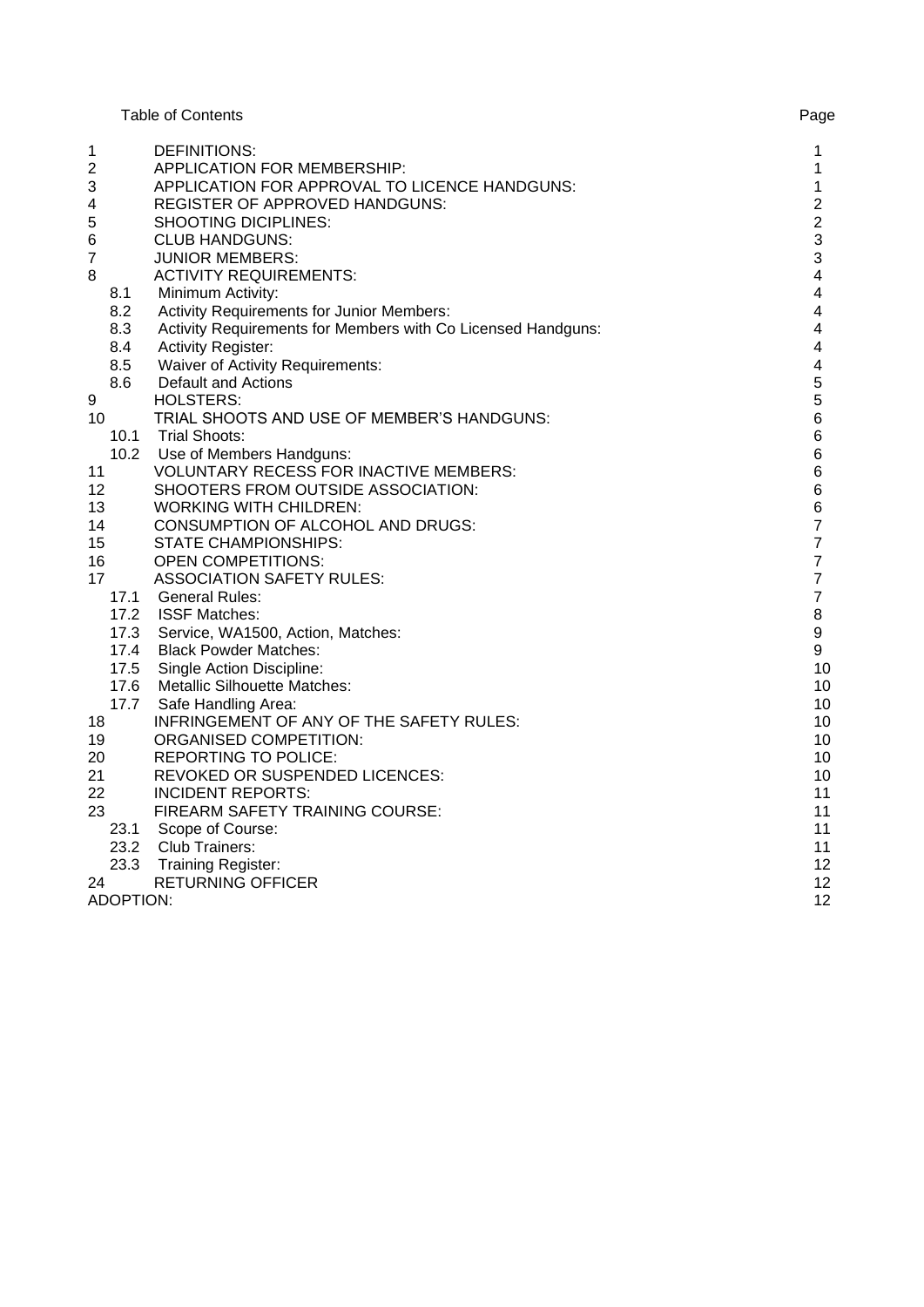Table of Contents

| | | Page |
|---|---|---|
| 1 | DEFINITIONS: | 1 |
| 2 | APPLICATION FOR MEMBERSHIP: | 1 |
| 3 | APPLICATION FOR APPROVAL TO LICENCE HANDGUNS: | 1 |
| 4 | REGISTER OF APPROVED HANDGUNS: | 2 |
| 5 | SHOOTING DICIPLINES: | 2 |
| 6 | CLUB HANDGUNS: | 3 |
| 7 | JUNIOR MEMBERS: | 3 |
| 8 | ACTIVITY REQUIREMENTS: | 4 |
| 8.1 | Minimum Activity: | 4 |
| 8.2 | Activity Requirements for Junior Members: | 4 |
| 8.3 | Activity Requirements for Members with Co Licensed Handguns: | 4 |
| 8.4 | Activity Register: | 4 |
| 8.5 | Waiver of Activity Requirements: | 4 |
| 8.6 | Default and Actions | 5 |
| 9 | HOLSTERS: | 5 |
| 10 | TRIAL SHOOTS AND USE OF MEMBER'S HANDGUNS: | 6 |
| 10.1 | Trial Shoots: | 6 |
| 10.2 | Use of Members Handguns: | 6 |
| 11 | VOLUNTARY RECESS FOR INACTIVE MEMBERS: | 6 |
| 12 | SHOOTERS FROM OUTSIDE ASSOCIATION: | 6 |
| 13 | WORKING WITH CHILDREN: | 6 |
| 14 | CONSUMPTION OF ALCOHOL AND DRUGS: | 7 |
| 15 | STATE CHAMPIONSHIPS: | 7 |
| 16 | OPEN COMPETITIONS: | 7 |
| 17 | ASSOCIATION SAFETY RULES: | 7 |
| 17.1 | General Rules: | 7 |
| 17.2 | ISSF Matches: | 8 |
| 17.3 | Service, WA1500, Action, Matches: | 9 |
| 17.4 | Black Powder Matches: | 9 |
| 17.5 | Single Action Discipline: | 10 |
| 17.6 | Metallic Silhouette Matches: | 10 |
| 17.7 | Safe Handling Area: | 10 |
| 18 | INFRINGEMENT OF ANY OF THE SAFETY RULES: | 10 |
| 19 | ORGANISED COMPETITION: | 10 |
| 20 | REPORTING TO POLICE: | 10 |
| 21 | REVOKED OR SUSPENDED LICENCES: | 10 |
| 22 | INCIDENT REPORTS: | 11 |
| 23 | FIREARM SAFETY TRAINING COURSE: | 11 |
| 23.1 | Scope of Course: | 11 |
| 23.2 | Club Trainers: | 11 |
| 23.3 | Training Register: | 12 |
| 24 | RETURNING OFFICER | 12 |
| ADOPTION: | | 12 |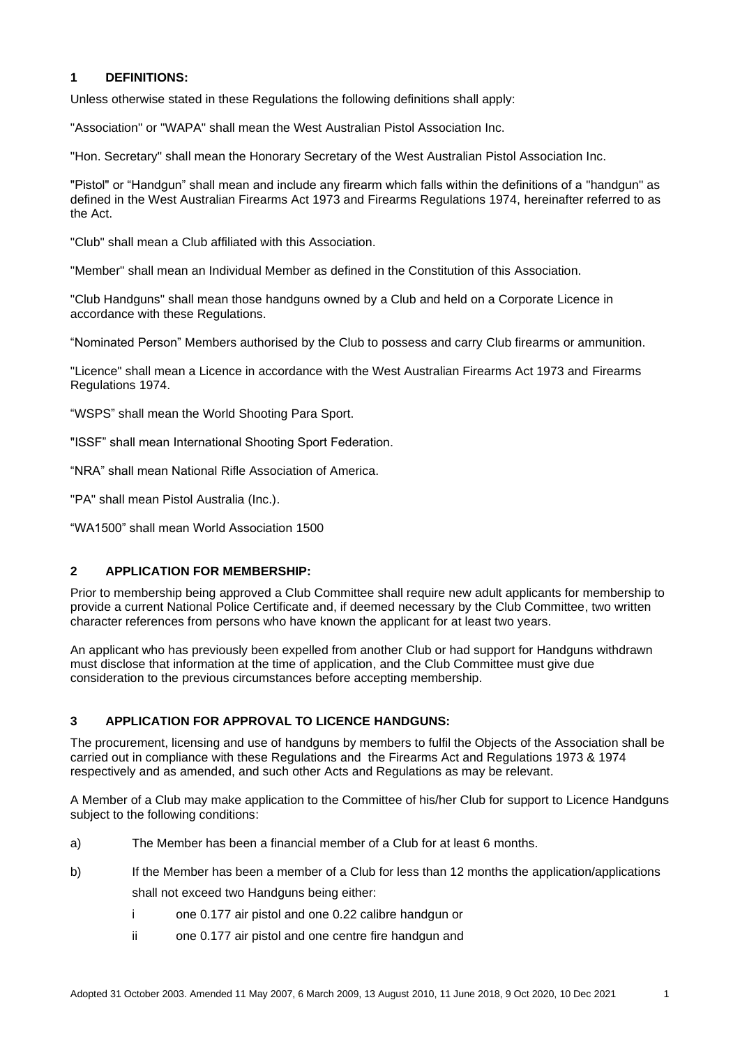## 1 DEFINITIONS:

Unless otherwise stated in these Regulations the following definitions shall apply:

"Association" or "WAPA" shall mean the West Australian Pistol Association Inc.

"Hon. Secretary" shall mean the Honorary Secretary of the West Australian Pistol Association Inc.

"Pistol" or "Handgun" shall mean and include any firearm which falls within the definitions of a "handgun" as defined in the West Australian Firearms Act 1973 and Firearms Regulations 1974, hereinafter referred to as the Act.

"Club" shall mean a Club affiliated with this Association.

"Member" shall mean an Individual Member as defined in the Constitution of this Association.

"Club Handguns" shall mean those handguns owned by a Club and held on a Corporate Licence in accordance with these Regulations.

"Nominated Person" Members authorised by the Club to possess and carry Club firearms or ammunition.

"Licence" shall mean a Licence in accordance with the West Australian Firearms Act 1973 and Firearms Regulations 1974.

"WSPS" shall mean the World Shooting Para Sport.

"ISSF" shall mean International Shooting Sport Federation.

"NRA" shall mean National Rifle Association of America.

"PA" shall mean Pistol Australia (Inc.).

"WA1500" shall mean World Association 1500

## 2 APPLICATION FOR MEMBERSHIP:

Prior to membership being approved a Club Committee shall require new adult applicants for membership to provide a current National Police Certificate and, if deemed necessary by the Club Committee, two written character references from persons who have known the applicant for at least two years.

An applicant who has previously been expelled from another Club or had support for Handguns withdrawn must disclose that information at the time of application, and the Club Committee must give due consideration to the previous circumstances before accepting membership.

## 3 APPLICATION FOR APPROVAL TO LICENCE HANDGUNS:

The procurement, licensing and use of handguns by members to fulfil the Objects of the Association shall be carried out in compliance with these Regulations and the Firearms Act and Regulations 1973 & 1974 respectively and as amended, and such other Acts and Regulations as may be relevant.

A Member of a Club may make application to the Committee of his/her Club for support to Licence Handguns subject to the following conditions:

a) The Member has been a financial member of a Club for at least 6 months.

b) If the Member has been a member of a Club for less than 12 months the application/applications shall not exceed two Handguns being either:

   i one 0.177 air pistol and one 0.22 calibre handgun or

   ii one 0.177 air pistol and one centre fire handgun and

Adopted 31 October 2003. Amended 11 May 2007, 6 March 2009, 13 August 2010, 11 June 2018, 9 Oct 2020, 10 Dec 2021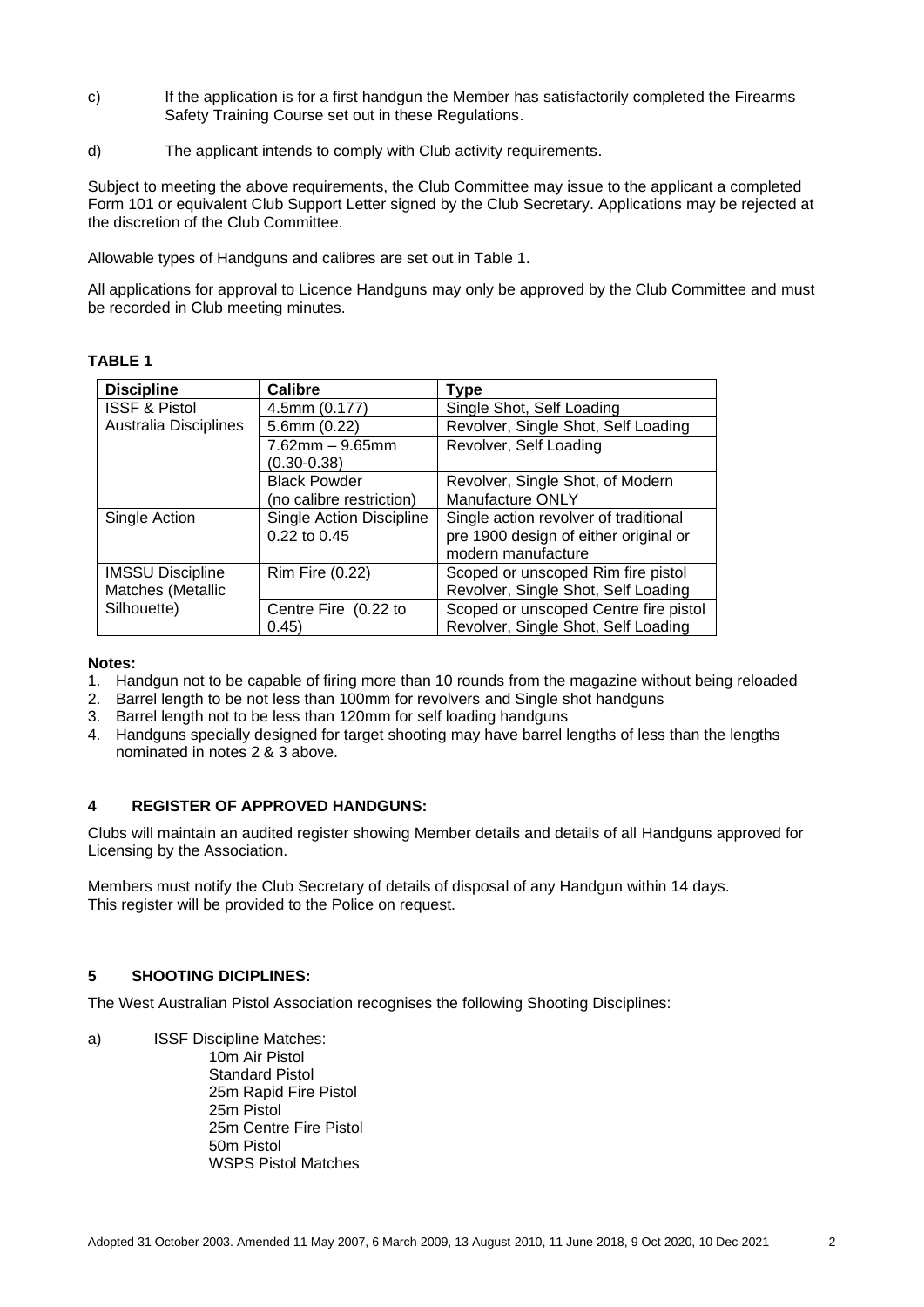c) If the application is for a first handgun the Member has satisfactorily completed the Firearms Safety Training Course set out in these Regulations.

d) The applicant intends to comply with Club activity requirements.

Subject to meeting the above requirements, the Club Committee may issue to the applicant a completed Form 101 or equivalent Club Support Letter signed by the Club Secretary. Applications may be rejected at the discretion of the Club Committee.

Allowable types of Handguns and calibres are set out in Table 1.

All applications for approval to Licence Handguns may only be approved by the Club Committee and must be recorded in Club meeting minutes.

**TABLE 1**

| Discipline | Calibre | Type |
|---|---|---|
| ISSF & Pistol Australia Disciplines | 4.5mm (0.177) | Single Shot, Self Loading |
| | 5.6mm (0.22) | Revolver, Single Shot, Self Loading |
| | 7.62mm – 9.65mm (0.30-0.38) | Revolver, Self Loading |
| | Black Powder (no calibre restriction) | Revolver, Single Shot, of Modern Manufacture ONLY |
| Single Action | Single Action Discipline 0.22 to 0.45 | Single action revolver of traditional pre 1900 design of either original or modern manufacture |
| IMSSU Discipline Matches (Metallic Silhouette) | Rim Fire (0.22) | Scoped or unscoped Rim fire pistol Revolver, Single Shot, Self Loading |
| | Centre Fire (0.22 to 0.45) | Scoped or unscoped Centre fire pistol Revolver, Single Shot, Self Loading |

**Notes:**

1. Handgun not to be capable of firing more than 10 rounds from the magazine without being reloaded
2. Barrel length to be not less than 100mm for revolvers and Single shot handguns
3. Barrel length not to be less than 120mm for self loading handguns
4. Handguns specially designed for target shooting may have barrel lengths of less than the lengths nominated in notes 2 & 3 above.

## 4 REGISTER OF APPROVED HANDGUNS:

Clubs will maintain an audited register showing Member details and details of all Handguns approved for Licensing by the Association.

Members must notify the Club Secretary of details of disposal of any Handgun within 14 days.
This register will be provided to the Police on request.

## 5 SHOOTING DICIPLINES:

The West Australian Pistol Association recognises the following Shooting Disciplines:

a) ISSF Discipline Matches:
   - 10m Air Pistol
   - Standard Pistol
   - 25m Rapid Fire Pistol
   - 25m Pistol
   - 25m Centre Fire Pistol
   - 50m Pistol
   - WSPS Pistol Matches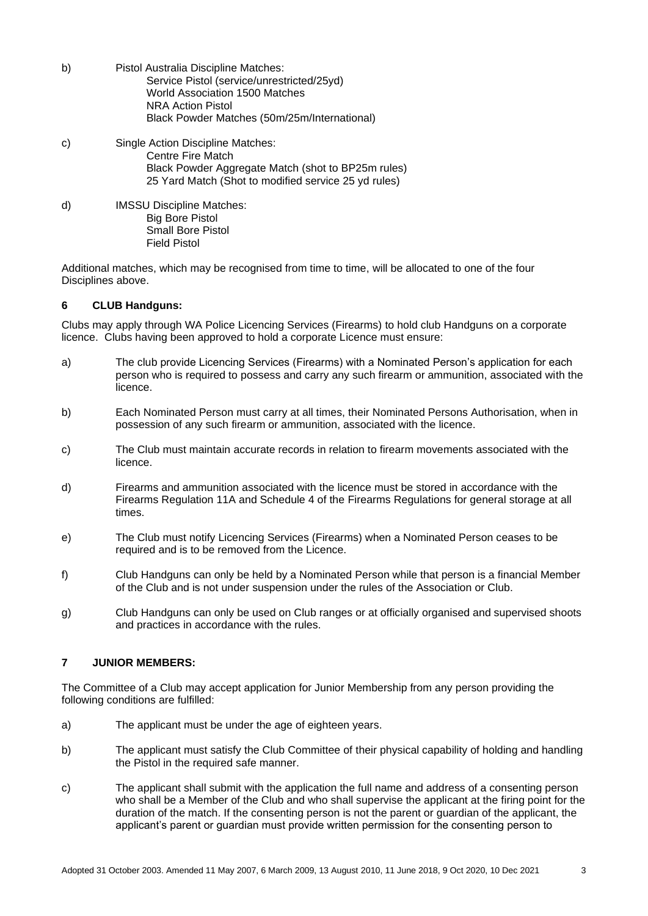b) Pistol Australia Discipline Matches:
   - Service Pistol (service/unrestricted/25yd)
   - World Association 1500 Matches
   - NRA Action Pistol
   - Black Powder Matches (50m/25m/International)

c) Single Action Discipline Matches:
   - Centre Fire Match
   - Black Powder Aggregate Match (shot to BP25m rules)
   - 25 Yard Match (Shot to modified service 25 yd rules)

d) IMSSU Discipline Matches:
   - Big Bore Pistol
   - Small Bore Pistol
   - Field Pistol

Additional matches, which may be recognised from time to time, will be allocated to one of the four Disciplines above.

## 6 CLUB Handguns:

Clubs may apply through WA Police Licencing Services (Firearms) to hold club Handguns on a corporate licence. Clubs having been approved to hold a corporate Licence must ensure:

a) The club provide Licencing Services (Firearms) with a Nominated Person's application for each person who is required to possess and carry any such firearm or ammunition, associated with the licence.

b) Each Nominated Person must carry at all times, their Nominated Persons Authorisation, when in possession of any such firearm or ammunition, associated with the licence.

c) The Club must maintain accurate records in relation to firearm movements associated with the licence.

d) Firearms and ammunition associated with the licence must be stored in accordance with the Firearms Regulation 11A and Schedule 4 of the Firearms Regulations for general storage at all times.

e) The Club must notify Licencing Services (Firearms) when a Nominated Person ceases to be required and is to be removed from the Licence.

f) Club Handguns can only be held by a Nominated Person while that person is a financial Member of the Club and is not under suspension under the rules of the Association or Club.

g) Club Handguns can only be used on Club ranges or at officially organised and supervised shoots and practices in accordance with the rules.

## 7 JUNIOR MEMBERS:

The Committee of a Club may accept application for Junior Membership from any person providing the following conditions are fulfilled:

a) The applicant must be under the age of eighteen years.

b) The applicant must satisfy the Club Committee of their physical capability of holding and handling the Pistol in the required safe manner.

c) The applicant shall submit with the application the full name and address of a consenting person who shall be a Member of the Club and who shall supervise the applicant at the firing point for the duration of the match. If the consenting person is not the parent or guardian of the applicant, the applicant's parent or guardian must provide written permission for the consenting person to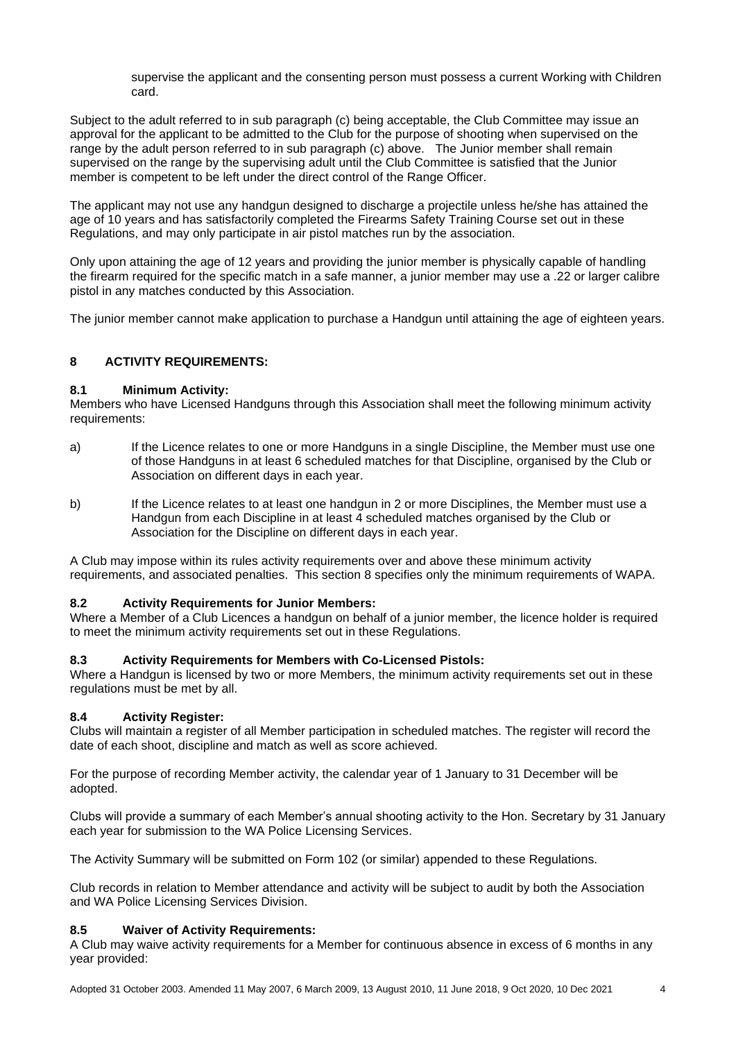supervise the applicant and the consenting person must possess a current Working with Children card.

Subject to the adult referred to in sub paragraph (c) being acceptable, the Club Committee may issue an approval for the applicant to be admitted to the Club for the purpose of shooting when supervised on the range by the adult person referred to in sub paragraph (c) above. The Junior member shall remain supervised on the range by the supervising adult until the Club Committee is satisfied that the Junior member is competent to be left under the direct control of the Range Officer.

The applicant may not use any handgun designed to discharge a projectile unless he/she has attained the age of 10 years and has satisfactorily completed the Firearms Safety Training Course set out in these Regulations, and may only participate in air pistol matches run by the association.

Only upon attaining the age of 12 years and providing the junior member is physically capable of handling the firearm required for the specific match in a safe manner, a junior member may use a .22 or larger calibre pistol in any matches conducted by this Association.

The junior member cannot make application to purchase a Handgun until attaining the age of eighteen years.

## 8 ACTIVITY REQUIREMENTS:

### 8.1 Minimum Activity:

Members who have Licensed Handguns through this Association shall meet the following minimum activity requirements:

a) If the Licence relates to one or more Handguns in a single Discipline, the Member must use one of those Handguns in at least 6 scheduled matches for that Discipline, organised by the Club or Association on different days in each year.

b) If the Licence relates to at least one handgun in 2 or more Disciplines, the Member must use a Handgun from each Discipline in at least 4 scheduled matches organised by the Club or Association for the Discipline on different days in each year.

A Club may impose within its rules activity requirements over and above these minimum activity requirements, and associated penalties. This section 8 specifies only the minimum requirements of WAPA.

### 8.2 Activity Requirements for Junior Members:

Where a Member of a Club Licences a handgun on behalf of a junior member, the licence holder is required to meet the minimum activity requirements set out in these Regulations.

### 8.3 Activity Requirements for Members with Co-Licensed Pistols:

Where a Handgun is licensed by two or more Members, the minimum activity requirements set out in these regulations must be met by all.

### 8.4 Activity Register:

Clubs will maintain a register of all Member participation in scheduled matches. The register will record the date of each shoot, discipline and match as well as score achieved.

For the purpose of recording Member activity, the calendar year of 1 January to 31 December will be adopted.

Clubs will provide a summary of each Member's annual shooting activity to the Hon. Secretary by 31 January each year for submission to the WA Police Licensing Services.

The Activity Summary will be submitted on Form 102 (or similar) appended to these Regulations.

Club records in relation to Member attendance and activity will be subject to audit by both the Association and WA Police Licensing Services Division.

### 8.5 Waiver of Activity Requirements:

A Club may waive activity requirements for a Member for continuous absence in excess of 6 months in any year provided: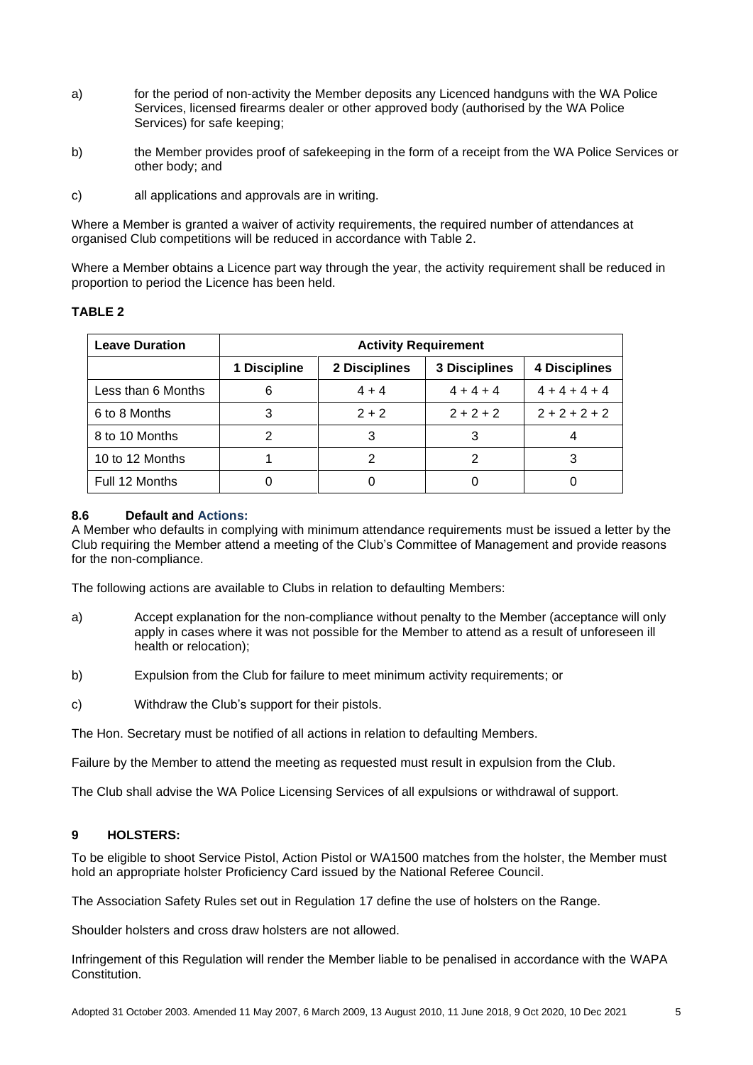a) for the period of non-activity the Member deposits any Licenced handguns with the WA Police Services, licensed firearms dealer or other approved body (authorised by the WA Police Services) for safe keeping;

b) the Member provides proof of safekeeping in the form of a receipt from the WA Police Services or other body; and

c) all applications and approvals are in writing.

Where a Member is granted a waiver of activity requirements, the required number of attendances at organised Club competitions will be reduced in accordance with Table 2.

Where a Member obtains a Licence part way through the year, the activity requirement shall be reduced in proportion to period the Licence has been held.

**TABLE 2**

| Leave Duration | Activity Requirement | | | |
|---|---|---|---|---|
| | 1 Discipline | 2 Disciplines | 3 Disciplines | 4 Disciplines |
| Less than 6 Months | 6 | 4 + 4 | 4 + 4 + 4 | 4 + 4 + 4 + 4 |
| 6 to 8 Months | 3 | 2 + 2 | 2 + 2 + 2 | 2 + 2 + 2 + 2 |
| 8 to 10 Months | 2 | 3 | 3 | 4 |
| 10 to 12 Months | 1 | 2 | 2 | 3 |
| Full 12 Months | 0 | 0 | 0 | 0 |

### 8.6 Default and Actions:

A Member who defaults in complying with minimum attendance requirements must be issued a letter by the Club requiring the Member attend a meeting of the Club's Committee of Management and provide reasons for the non-compliance.

The following actions are available to Clubs in relation to defaulting Members:

a) Accept explanation for the non-compliance without penalty to the Member (acceptance will only apply in cases where it was not possible for the Member to attend as a result of unforeseen ill health or relocation);

b) Expulsion from the Club for failure to meet minimum activity requirements; or

c) Withdraw the Club's support for their pistols.

The Hon. Secretary must be notified of all actions in relation to defaulting Members.

Failure by the Member to attend the meeting as requested must result in expulsion from the Club.

The Club shall advise the WA Police Licensing Services of all expulsions or withdrawal of support.

## 9 HOLSTERS:

To be eligible to shoot Service Pistol, Action Pistol or WA1500 matches from the holster, the Member must hold an appropriate holster Proficiency Card issued by the National Referee Council.

The Association Safety Rules set out in Regulation 17 define the use of holsters on the Range.

Shoulder holsters and cross draw holsters are not allowed.

Infringement of this Regulation will render the Member liable to be penalised in accordance with the WAPA Constitution.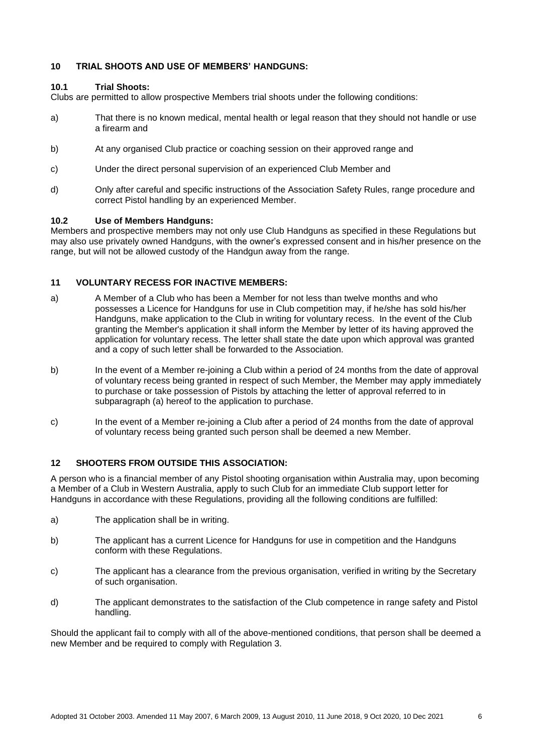## 10 TRIAL SHOOTS AND USE OF MEMBERS' HANDGUNS:

### 10.1 Trial Shoots:

Clubs are permitted to allow prospective Members trial shoots under the following conditions:

a) That there is no known medical, mental health or legal reason that they should not handle or use a firearm and

b) At any organised Club practice or coaching session on their approved range and

c) Under the direct personal supervision of an experienced Club Member and

d) Only after careful and specific instructions of the Association Safety Rules, range procedure and correct Pistol handling by an experienced Member.

### 10.2 Use of Members Handguns:

Members and prospective members may not only use Club Handguns as specified in these Regulations but may also use privately owned Handguns, with the owner's expressed consent and in his/her presence on the range, but will not be allowed custody of the Handgun away from the range.

## 11 VOLUNTARY RECESS FOR INACTIVE MEMBERS:

a) A Member of a Club who has been a Member for not less than twelve months and who possesses a Licence for Handguns for use in Club competition may, if he/she has sold his/her Handguns, make application to the Club in writing for voluntary recess. In the event of the Club granting the Member's application it shall inform the Member by letter of its having approved the application for voluntary recess. The letter shall state the date upon which approval was granted and a copy of such letter shall be forwarded to the Association.

b) In the event of a Member re-joining a Club within a period of 24 months from the date of approval of voluntary recess being granted in respect of such Member, the Member may apply immediately to purchase or take possession of Pistols by attaching the letter of approval referred to in subparagraph (a) hereof to the application to purchase.

c) In the event of a Member re-joining a Club after a period of 24 months from the date of approval of voluntary recess being granted such person shall be deemed a new Member.

## 12 SHOOTERS FROM OUTSIDE THIS ASSOCIATION:

A person who is a financial member of any Pistol shooting organisation within Australia may, upon becoming a Member of a Club in Western Australia, apply to such Club for an immediate Club support letter for Handguns in accordance with these Regulations, providing all the following conditions are fulfilled:

a) The application shall be in writing.

b) The applicant has a current Licence for Handguns for use in competition and the Handguns conform with these Regulations.

c) The applicant has a clearance from the previous organisation, verified in writing by the Secretary of such organisation.

d) The applicant demonstrates to the satisfaction of the Club competence in range safety and Pistol handling.

Should the applicant fail to comply with all of the above-mentioned conditions, that person shall be deemed a new Member and be required to comply with Regulation 3.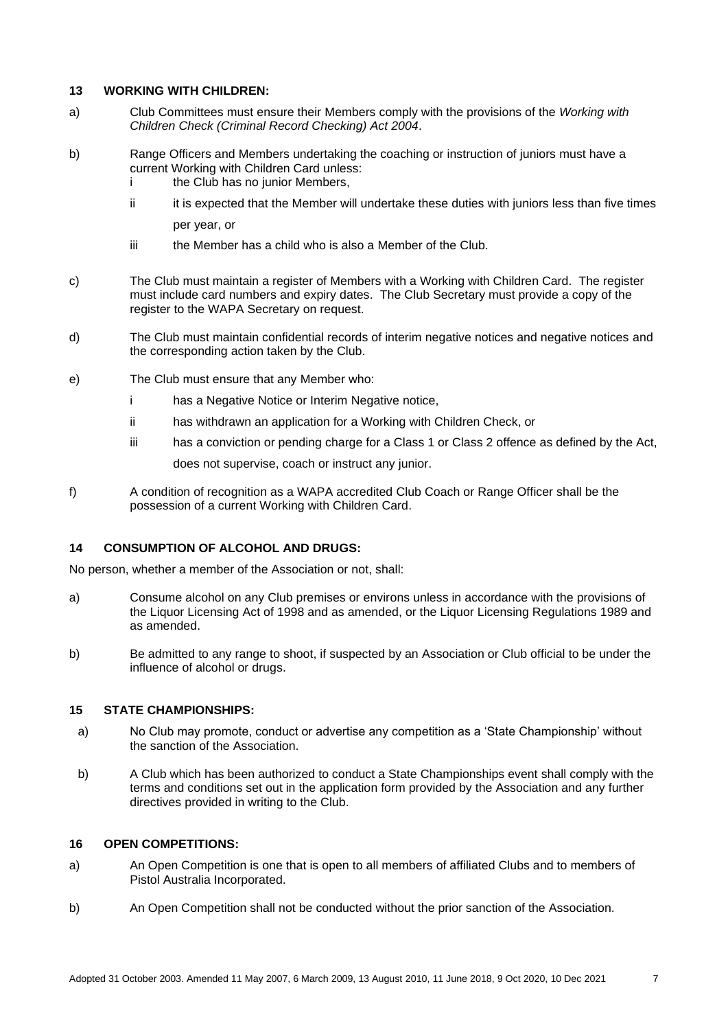## 13 WORKING WITH CHILDREN:

a) Club Committees must ensure their Members comply with the provisions of the *Working with Children Check (Criminal Record Checking) Act 2004*.

b) Range Officers and Members undertaking the coaching or instruction of juniors must have a current Working with Children Card unless:
   - i the Club has no junior Members,
   - ii it is expected that the Member will undertake these duties with juniors less than five times per year, or
   - iii the Member has a child who is also a Member of the Club.

c) The Club must maintain a register of Members with a Working with Children Card. The register must include card numbers and expiry dates. The Club Secretary must provide a copy of the register to the WAPA Secretary on request.

d) The Club must maintain confidential records of interim negative notices and negative notices and the corresponding action taken by the Club.

e) The Club must ensure that any Member who:
   - i has a Negative Notice or Interim Negative notice,
   - ii has withdrawn an application for a Working with Children Check, or
   - iii has a conviction or pending charge for a Class 1 or Class 2 offence as defined by the Act,

   does not supervise, coach or instruct any junior.

f) A condition of recognition as a WAPA accredited Club Coach or Range Officer shall be the possession of a current Working with Children Card.

## 14 CONSUMPTION OF ALCOHOL AND DRUGS:

No person, whether a member of the Association or not, shall:

a) Consume alcohol on any Club premises or environs unless in accordance with the provisions of the Liquor Licensing Act of 1998 and as amended, or the Liquor Licensing Regulations 1989 and as amended.

b) Be admitted to any range to shoot, if suspected by an Association or Club official to be under the influence of alcohol or drugs.

## 15 STATE CHAMPIONSHIPS:

a) No Club may promote, conduct or advertise any competition as a 'State Championship' without the sanction of the Association.

b) A Club which has been authorized to conduct a State Championships event shall comply with the terms and conditions set out in the application form provided by the Association and any further directives provided in writing to the Club.

## 16 OPEN COMPETITIONS:

a) An Open Competition is one that is open to all members of affiliated Clubs and to members of Pistol Australia Incorporated.

b) An Open Competition shall not be conducted without the prior sanction of the Association.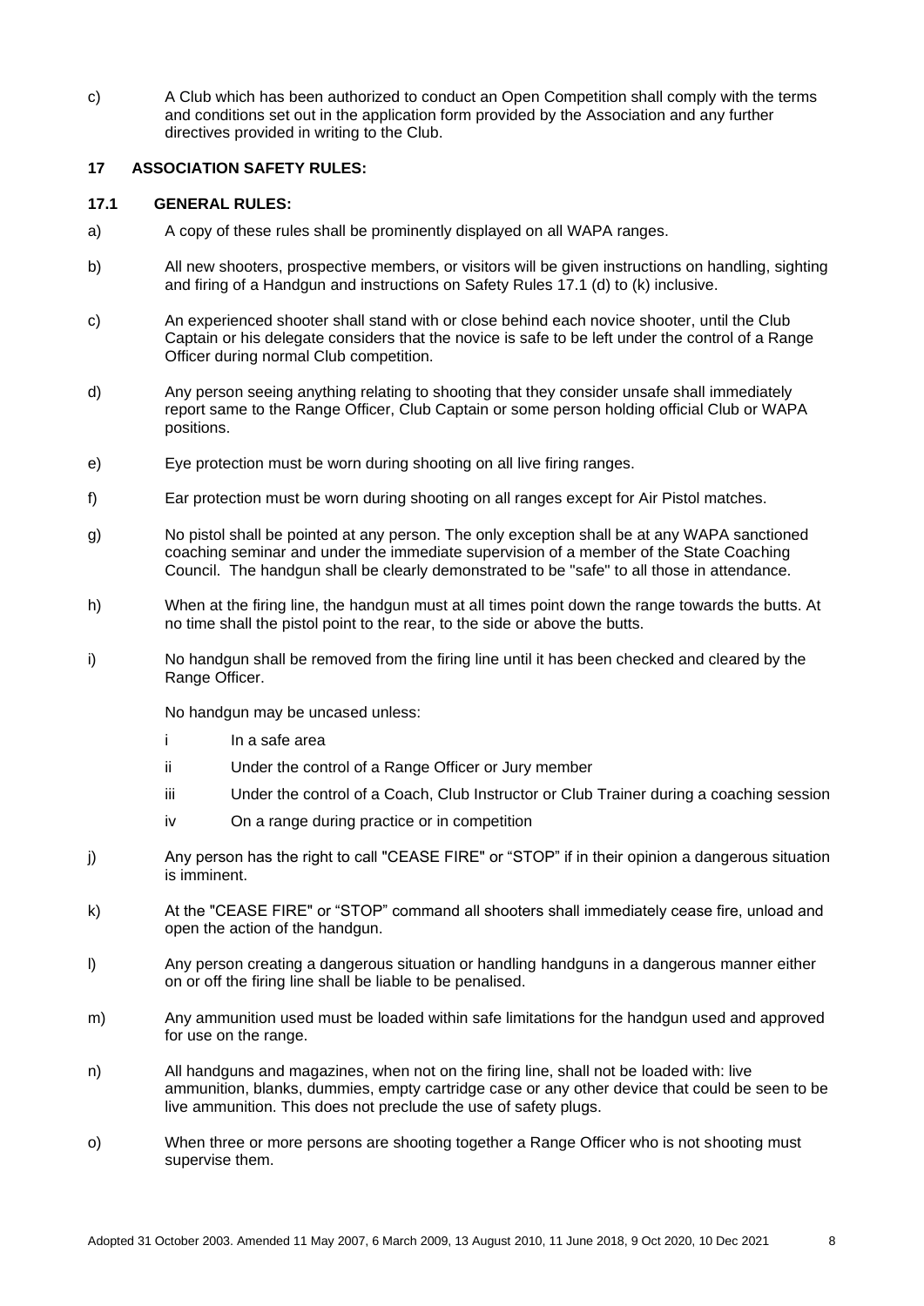c) A Club which has been authorized to conduct an Open Competition shall comply with the terms and conditions set out in the application form provided by the Association and any further directives provided in writing to the Club.

## 17 ASSOCIATION SAFETY RULES:

### 17.1 GENERAL RULES:

a) A copy of these rules shall be prominently displayed on all WAPA ranges.

b) All new shooters, prospective members, or visitors will be given instructions on handling, sighting and firing of a Handgun and instructions on Safety Rules 17.1 (d) to (k) inclusive.

c) An experienced shooter shall stand with or close behind each novice shooter, until the Club Captain or his delegate considers that the novice is safe to be left under the control of a Range Officer during normal Club competition.

d) Any person seeing anything relating to shooting that they consider unsafe shall immediately report same to the Range Officer, Club Captain or some person holding official Club or WAPA positions.

e) Eye protection must be worn during shooting on all live firing ranges.

f) Ear protection must be worn during shooting on all ranges except for Air Pistol matches.

g) No pistol shall be pointed at any person. The only exception shall be at any WAPA sanctioned coaching seminar and under the immediate supervision of a member of the State Coaching Council. The handgun shall be clearly demonstrated to be "safe" to all those in attendance.

h) When at the firing line, the handgun must at all times point down the range towards the butts. At no time shall the pistol point to the rear, to the side or above the butts.

i) No handgun shall be removed from the firing line until it has been checked and cleared by the Range Officer.

   No handgun may be uncased unless:

   i In a safe area

   ii Under the control of a Range Officer or Jury member

   iii Under the control of a Coach, Club Instructor or Club Trainer during a coaching session

   iv On a range during practice or in competition

j) Any person has the right to call "CEASE FIRE" or "STOP" if in their opinion a dangerous situation is imminent.

k) At the "CEASE FIRE" or "STOP" command all shooters shall immediately cease fire, unload and open the action of the handgun.

l) Any person creating a dangerous situation or handling handguns in a dangerous manner either on or off the firing line shall be liable to be penalised.

m) Any ammunition used must be loaded within safe limitations for the handgun used and approved for use on the range.

n) All handguns and magazines, when not on the firing line, shall not be loaded with: live ammunition, blanks, dummies, empty cartridge case or any other device that could be seen to be live ammunition. This does not preclude the use of safety plugs.

o) When three or more persons are shooting together a Range Officer who is not shooting must supervise them.

Adopted 31 October 2003. Amended 11 May 2007, 6 March 2009, 13 August 2010, 11 June 2018, 9 Oct 2020, 10 Dec 2021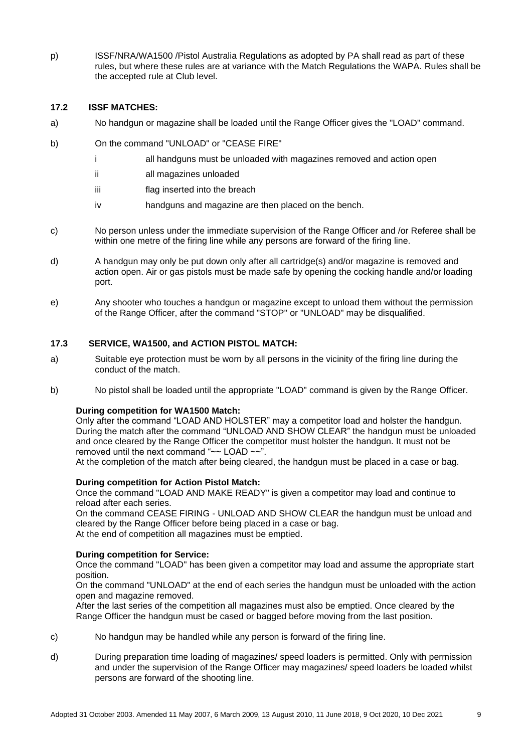p) ISSF/NRA/WA1500 /Pistol Australia Regulations as adopted by PA shall read as part of these rules, but where these rules are at variance with the Match Regulations the WAPA. Rules shall be the accepted rule at Club level.

### 17.2 ISSF MATCHES:

a) No handgun or magazine shall be loaded until the Range Officer gives the "LOAD" command.

b) On the command "UNLOAD" or "CEASE FIRE"

   i all handguns must be unloaded with magazines removed and action open

   ii all magazines unloaded

   iii flag inserted into the breach

   iv handguns and magazine are then placed on the bench.

c) No person unless under the immediate supervision of the Range Officer and /or Referee shall be within one metre of the firing line while any persons are forward of the firing line.

d) A handgun may only be put down only after all cartridge(s) and/or magazine is removed and action open. Air or gas pistols must be made safe by opening the cocking handle and/or loading port.

e) Any shooter who touches a handgun or magazine except to unload them without the permission of the Range Officer, after the command "STOP" or "UNLOAD" may be disqualified.

### 17.3 SERVICE, WA1500, and ACTION PISTOL MATCH:

a) Suitable eye protection must be worn by all persons in the vicinity of the firing line during the conduct of the match.

b) No pistol shall be loaded until the appropriate "LOAD" command is given by the Range Officer.

**During competition for WA1500 Match:**
Only after the command "LOAD AND HOLSTER" may a competitor load and holster the handgun. During the match after the command "UNLOAD AND SHOW CLEAR" the handgun must be unloaded and once cleared by the Range Officer the competitor must holster the handgun. It must not be removed until the next command "~~ LOAD ~~".
At the completion of the match after being cleared, the handgun must be placed in a case or bag.

**During competition for Action Pistol Match:**
Once the command "LOAD AND MAKE READY" is given a competitor may load and continue to reload after each series.
On the command CEASE FIRING - UNLOAD AND SHOW CLEAR the handgun must be unload and cleared by the Range Officer before being placed in a case or bag.
At the end of competition all magazines must be emptied.

**During competition for Service:**
Once the command "LOAD" has been given a competitor may load and assume the appropriate start position.
On the command "UNLOAD" at the end of each series the handgun must be unloaded with the action open and magazine removed.
After the last series of the competition all magazines must also be emptied. Once cleared by the Range Officer the handgun must be cased or bagged before moving from the last position.

c) No handgun may be handled while any person is forward of the firing line.

d) During preparation time loading of magazines/ speed loaders is permitted. Only with permission and under the supervision of the Range Officer may magazines/ speed loaders be loaded whilst persons are forward of the shooting line.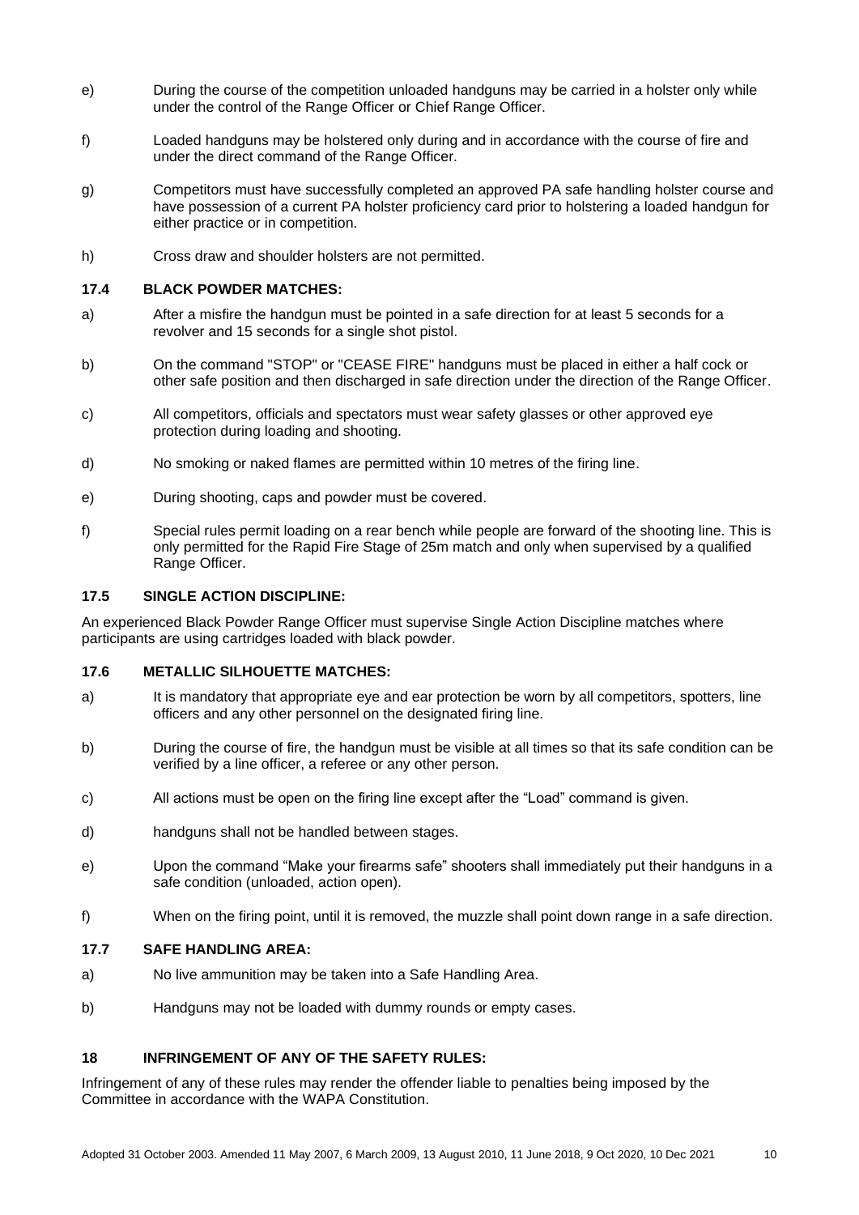e) During the course of the competition unloaded handguns may be carried in a holster only while under the control of the Range Officer or Chief Range Officer.

f) Loaded handguns may be holstered only during and in accordance with the course of fire and under the direct command of the Range Officer.

g) Competitors must have successfully completed an approved PA safe handling holster course and have possession of a current PA holster proficiency card prior to holstering a loaded handgun for either practice or in competition.

h) Cross draw and shoulder holsters are not permitted.

### 17.4 BLACK POWDER MATCHES:

a) After a misfire the handgun must be pointed in a safe direction for at least 5 seconds for a revolver and 15 seconds for a single shot pistol.

b) On the command "STOP" or "CEASE FIRE" handguns must be placed in either a half cock or other safe position and then discharged in safe direction under the direction of the Range Officer.

c) All competitors, officials and spectators must wear safety glasses or other approved eye protection during loading and shooting.

d) No smoking or naked flames are permitted within 10 metres of the firing line.

e) During shooting, caps and powder must be covered.

f) Special rules permit loading on a rear bench while people are forward of the shooting line. This is only permitted for the Rapid Fire Stage of 25m match and only when supervised by a qualified Range Officer.

### 17.5 SINGLE ACTION DISCIPLINE:

An experienced Black Powder Range Officer must supervise Single Action Discipline matches where participants are using cartridges loaded with black powder.

### 17.6 METALLIC SILHOUETTE MATCHES:

a) It is mandatory that appropriate eye and ear protection be worn by all competitors, spotters, line officers and any other personnel on the designated firing line.

b) During the course of fire, the handgun must be visible at all times so that its safe condition can be verified by a line officer, a referee or any other person.

c) All actions must be open on the firing line except after the "Load" command is given.

d) handguns shall not be handled between stages.

e) Upon the command "Make your firearms safe" shooters shall immediately put their handguns in a safe condition (unloaded, action open).

f) When on the firing point, until it is removed, the muzzle shall point down range in a safe direction.

### 17.7 SAFE HANDLING AREA:

a) No live ammunition may be taken into a Safe Handling Area.

b) Handguns may not be loaded with dummy rounds or empty cases.

## 18 INFRINGEMENT OF ANY OF THE SAFETY RULES:

Infringement of any of these rules may render the offender liable to penalties being imposed by the Committee in accordance with the WAPA Constitution.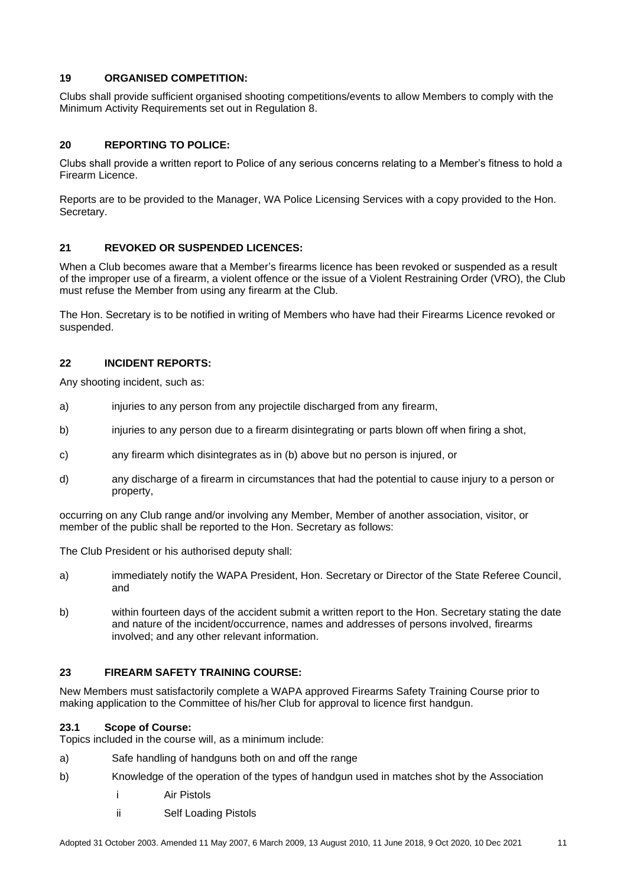## 19 ORGANISED COMPETITION:

Clubs shall provide sufficient organised shooting competitions/events to allow Members to comply with the Minimum Activity Requirements set out in Regulation 8.

## 20 REPORTING TO POLICE:

Clubs shall provide a written report to Police of any serious concerns relating to a Member's fitness to hold a Firearm Licence.

Reports are to be provided to the Manager, WA Police Licensing Services with a copy provided to the Hon. Secretary.

## 21 REVOKED OR SUSPENDED LICENCES:

When a Club becomes aware that a Member's firearms licence has been revoked or suspended as a result of the improper use of a firearm, a violent offence or the issue of a Violent Restraining Order (VRO), the Club must refuse the Member from using any firearm at the Club.

The Hon. Secretary is to be notified in writing of Members who have had their Firearms Licence revoked or suspended.

## 22 INCIDENT REPORTS:

Any shooting incident, such as:

a) injuries to any person from any projectile discharged from any firearm,

b) injuries to any person due to a firearm disintegrating or parts blown off when firing a shot,

c) any firearm which disintegrates as in (b) above but no person is injured, or

d) any discharge of a firearm in circumstances that had the potential to cause injury to a person or property,

occurring on any Club range and/or involving any Member, Member of another association, visitor, or member of the public shall be reported to the Hon. Secretary as follows:

The Club President or his authorised deputy shall:

a) immediately notify the WAPA President, Hon. Secretary or Director of the State Referee Council, and

b) within fourteen days of the accident submit a written report to the Hon. Secretary stating the date and nature of the incident/occurrence, names and addresses of persons involved, firearms involved; and any other relevant information.

## 23 FIREARM SAFETY TRAINING COURSE:

New Members must satisfactorily complete a WAPA approved Firearms Safety Training Course prior to making application to the Committee of his/her Club for approval to licence first handgun.

### 23.1 Scope of Course:

Topics included in the course will, as a minimum include:

a) Safe handling of handguns both on and off the range

b) Knowledge of the operation of the types of handgun used in matches shot by the Association

    i Air Pistols

    ii Self Loading Pistols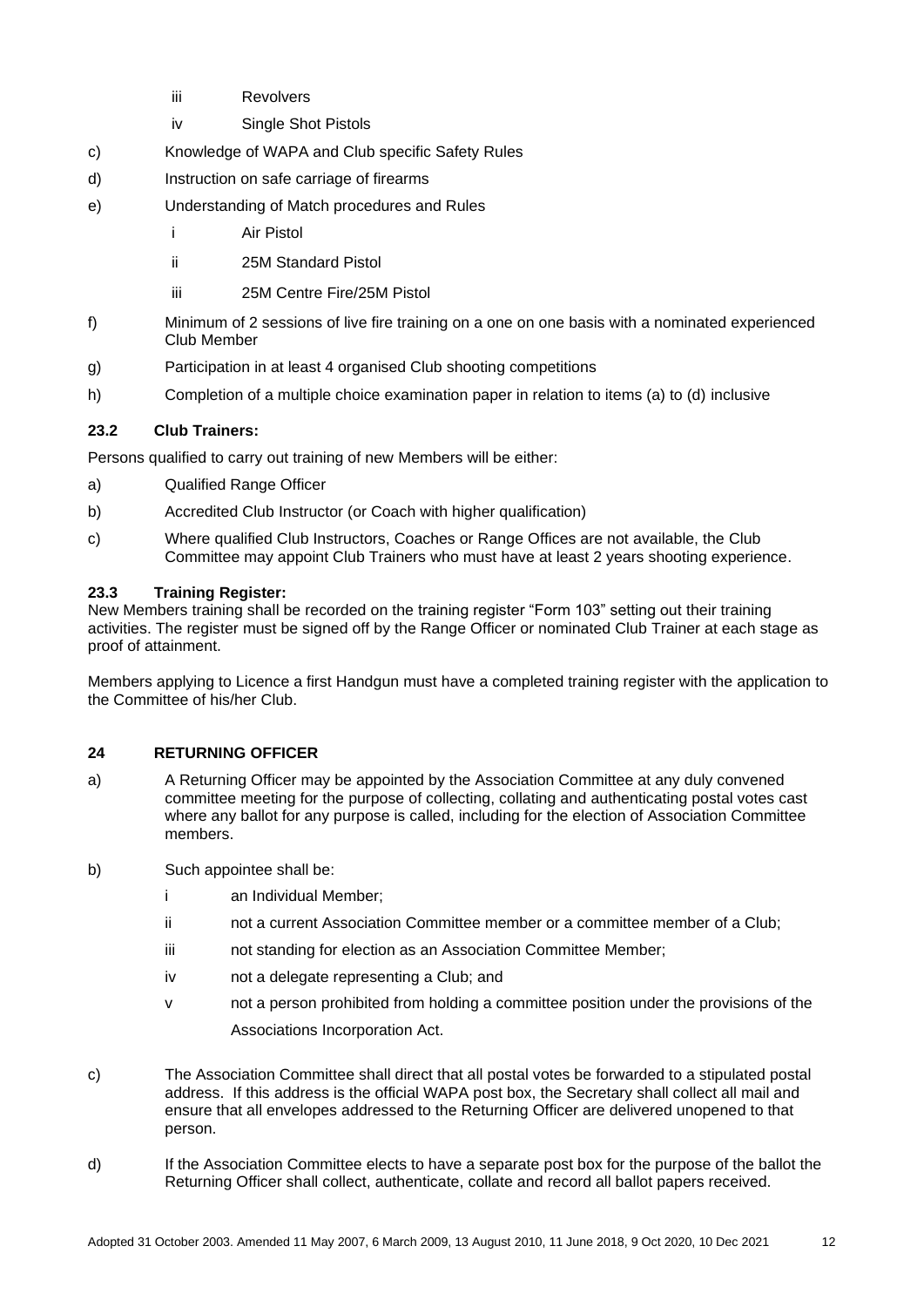iii Revolvers

iv Single Shot Pistols

c) Knowledge of WAPA and Club specific Safety Rules

d) Instruction on safe carriage of firearms

e) Understanding of Match procedures and Rules

i Air Pistol

ii 25M Standard Pistol

iii 25M Centre Fire/25M Pistol

f) Minimum of 2 sessions of live fire training on a one on one basis with a nominated experienced Club Member

g) Participation in at least 4 organised Club shooting competitions

h) Completion of a multiple choice examination paper in relation to items (a) to (d) inclusive

### 23.2 Club Trainers:

Persons qualified to carry out training of new Members will be either:

a) Qualified Range Officer

b) Accredited Club Instructor (or Coach with higher qualification)

c) Where qualified Club Instructors, Coaches or Range Offices are not available, the Club Committee may appoint Club Trainers who must have at least 2 years shooting experience.

### 23.3 Training Register:

New Members training shall be recorded on the training register "Form 103" setting out their training activities. The register must be signed off by the Range Officer or nominated Club Trainer at each stage as proof of attainment.

Members applying to Licence a first Handgun must have a completed training register with the application to the Committee of his/her Club.

## 24 RETURNING OFFICER

a) A Returning Officer may be appointed by the Association Committee at any duly convened committee meeting for the purpose of collecting, collating and authenticating postal votes cast where any ballot for any purpose is called, including for the election of Association Committee members.

b) Such appointee shall be:

i an Individual Member;

ii not a current Association Committee member or a committee member of a Club;

iii not standing for election as an Association Committee Member;

iv not a delegate representing a Club; and

v not a person prohibited from holding a committee position under the provisions of the Associations Incorporation Act.

c) The Association Committee shall direct that all postal votes be forwarded to a stipulated postal address. If this address is the official WAPA post box, the Secretary shall collect all mail and ensure that all envelopes addressed to the Returning Officer are delivered unopened to that person.

d) If the Association Committee elects to have a separate post box for the purpose of the ballot the Returning Officer shall collect, authenticate, collate and record all ballot papers received.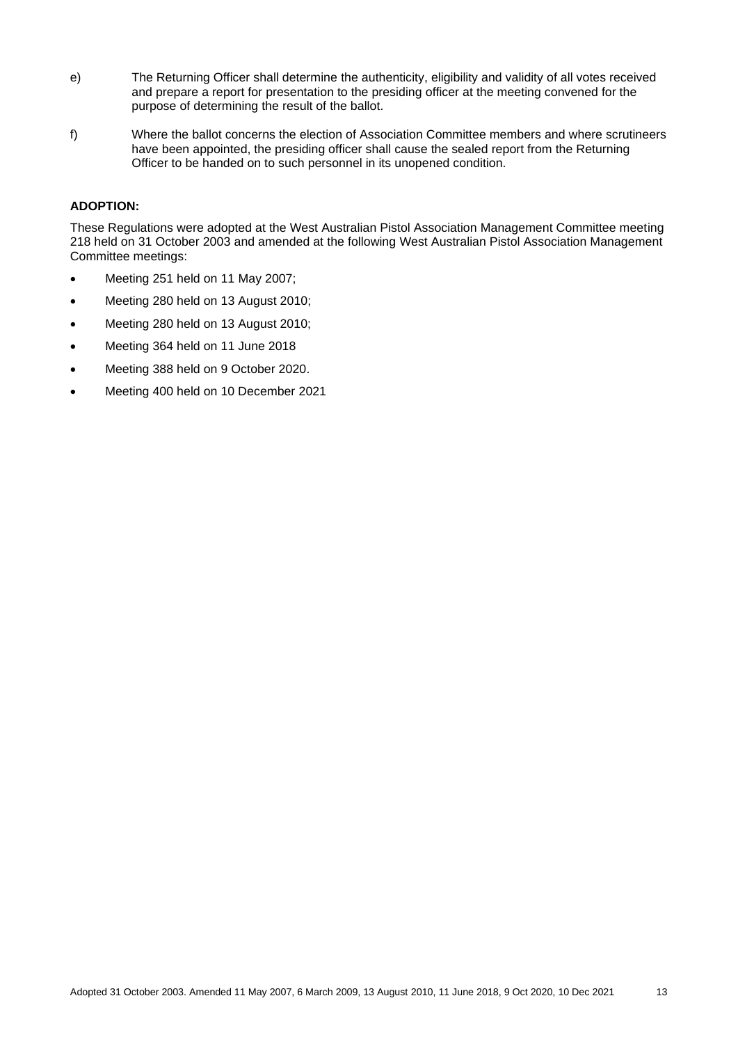e) The Returning Officer shall determine the authenticity, eligibility and validity of all votes received and prepare a report for presentation to the presiding officer at the meeting convened for the purpose of determining the result of the ballot.

f) Where the ballot concerns the election of Association Committee members and where scrutineers have been appointed, the presiding officer shall cause the sealed report from the Returning Officer to be handed on to such personnel in its unopened condition.

**ADOPTION:**

These Regulations were adopted at the West Australian Pistol Association Management Committee meeting 218 held on 31 October 2003 and amended at the following West Australian Pistol Association Management Committee meetings:

- Meeting 251 held on 11 May 2007;
- Meeting 280 held on 13 August 2010;
- Meeting 280 held on 13 August 2010;
- Meeting 364 held on 11 June 2018
- Meeting 388 held on 9 October 2020.
- Meeting 400 held on 10 December 2021